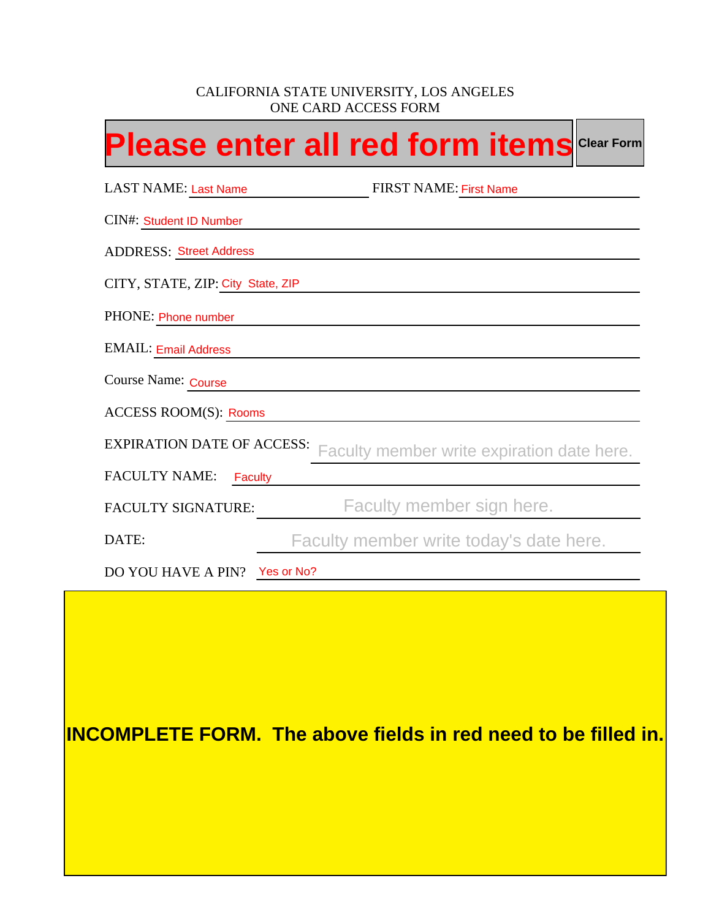CALIFORNIA STATE UNIVERSITY, LOS ANGELES
ONE CARD ACCESS FORM

**Please enter all red form items** | Clear Form

LAST NAME: Last Name FIRST NAME: First Name

CIN#: Student ID Number

ADDRESS: Street Address

CITY, STATE, ZIP: City State, ZIP

PHONE: Phone number

EMAIL: Email Address

Course Name: Course

ACCESS ROOM(S): Rooms

EXPIRATION DATE OF ACCESS: Faculty member write expiration date here.

FACULTY NAME: Faculty

FACULTY SIGNATURE: Faculty member sign here.

DATE: Faculty member write today's date here.

DO YOU HAVE A PIN? Yes or No?

**INCOMPLETE FORM. The above fields in red need to be filled in.**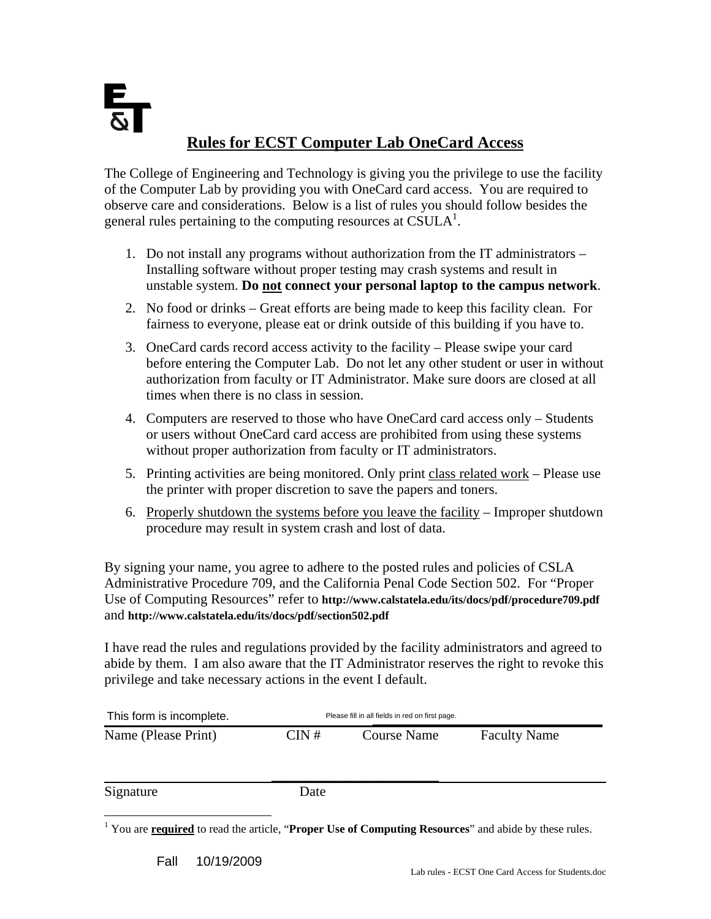# Rules for ECST Computer Lab OneCard Access

The College of Engineering and Technology is giving you the privilege to use the facility of the Computer Lab by providing you with OneCard card access. You are required to observe care and considerations. Below is a list of rules you should follow besides the general rules pertaining to the computing resources at CSULA[1].

1. Do not install any programs without authorization from the IT administrators – Installing software without proper testing may crash systems and result in unstable system. **Do not connect your personal laptop to the campus network**.
2. No food or drinks – Great efforts are being made to keep this facility clean. For fairness to everyone, please eat or drink outside of this building if you have to.
3. OneCard cards record access activity to the facility – Please swipe your card before entering the Computer Lab. Do not let any other student or user in without authorization from faculty or IT Administrator. Make sure doors are closed at all times when there is no class in session.
4. Computers are reserved to those who have OneCard card access only – Students or users without OneCard card access are prohibited from using these systems without proper authorization from faculty or IT administrators.
5. Printing activities are being monitored. Only print class related work – Please use the printer with proper discretion to save the papers and toners.
6. Properly shutdown the systems before you leave the facility – Improper shutdown procedure may result in system crash and lost of data.

By signing your name, you agree to adhere to the posted rules and policies of CSLA Administrative Procedure 709, and the California Penal Code Section 502. For "Proper Use of Computing Resources" refer to **http://www.calstatela.edu/its/docs/pdf/procedure709.pdf** and **http://www.calstatela.edu/its/docs/pdf/section502.pdf**

I have read the rules and regulations provided by the facility administrators and agreed to abide by them. I am also aware that the IT Administrator reserves the right to revoke this privilege and take necessary actions in the event I default.

This form is incomplete. Please fill in all fields in red on first page.

Name (Please Print) CIN # Course Name Faculty Name

Signature Date

[1] You are **required** to read the article, "**Proper Use of Computing Resources**" and abide by these rules.

Fall 10/19/2009